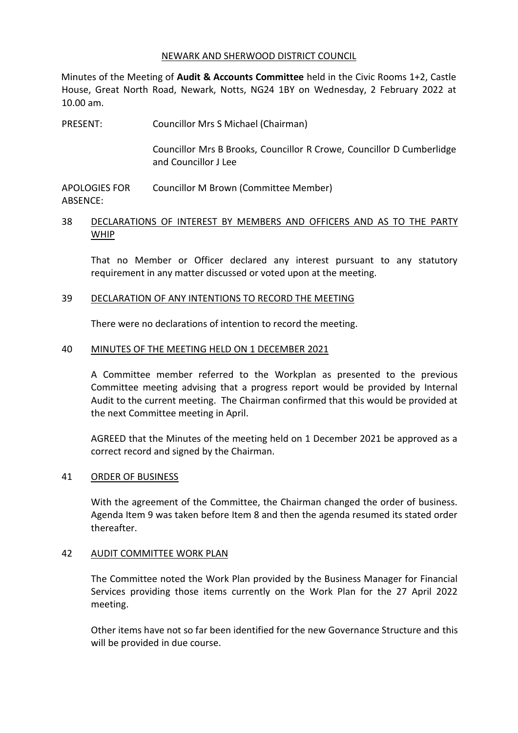NEWARK AND SHERWOOD DISTRICT COUNCIL

Minutes of the Meeting of **Audit & Accounts Committee** held in the Civic Rooms 1+2, Castle House, Great North Road, Newark, Notts, NG24 1BY on Wednesday, 2 February 2022 at 10.00 am.

PRESENT: Councillor Mrs S Michael (Chairman)

Councillor Mrs B Brooks, Councillor R Crowe, Councillor D Cumberlidge and Councillor J Lee

APOLOGIES FOR ABSENCE: Councillor M Brown (Committee Member)

## 38 DECLARATIONS OF INTEREST BY MEMBERS AND OFFICERS AND AS TO THE PARTY WHIP

That no Member or Officer declared any interest pursuant to any statutory requirement in any matter discussed or voted upon at the meeting.

## 39 DECLARATION OF ANY INTENTIONS TO RECORD THE MEETING

There were no declarations of intention to record the meeting.

## 40 MINUTES OF THE MEETING HELD ON 1 DECEMBER 2021

A Committee member referred to the Workplan as presented to the previous Committee meeting advising that a progress report would be provided by Internal Audit to the current meeting. The Chairman confirmed that this would be provided at the next Committee meeting in April.

AGREED that the Minutes of the meeting held on 1 December 2021 be approved as a correct record and signed by the Chairman.

## 41 ORDER OF BUSINESS

With the agreement of the Committee, the Chairman changed the order of business. Agenda Item 9 was taken before Item 8 and then the agenda resumed its stated order thereafter.

## 42 AUDIT COMMITTEE WORK PLAN

The Committee noted the Work Plan provided by the Business Manager for Financial Services providing those items currently on the Work Plan for the 27 April 2022 meeting.

Other items have not so far been identified for the new Governance Structure and this will be provided in due course.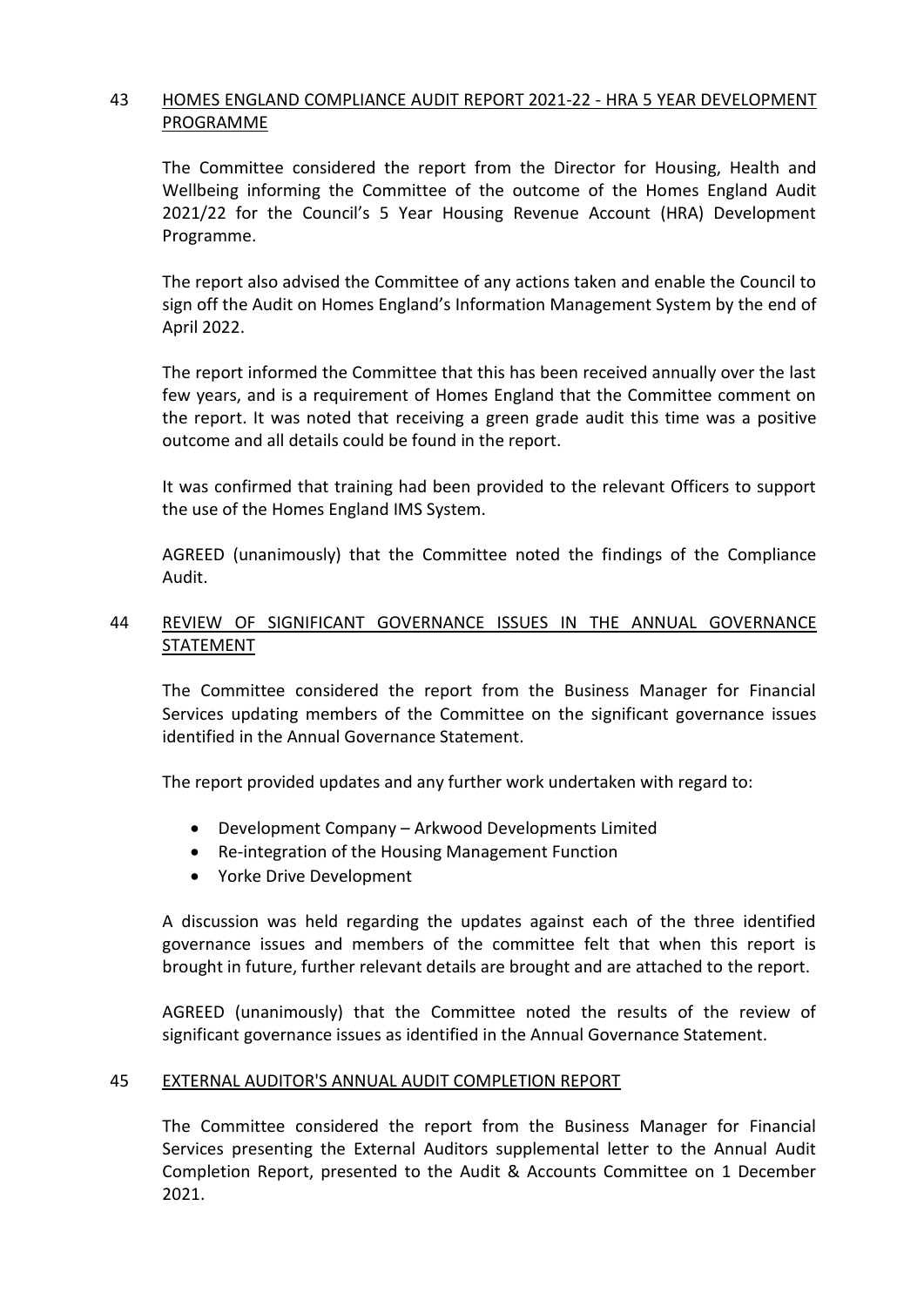## 43 HOMES ENGLAND COMPLIANCE AUDIT REPORT 2021-22 - HRA 5 YEAR DEVELOPMENT PROGRAMME

The Committee considered the report from the Director for Housing, Health and Wellbeing informing the Committee of the outcome of the Homes England Audit 2021/22 for the Council's 5 Year Housing Revenue Account (HRA) Development Programme.

The report also advised the Committee of any actions taken and enable the Council to sign off the Audit on Homes England's Information Management System by the end of April 2022.

The report informed the Committee that this has been received annually over the last few years, and is a requirement of Homes England that the Committee comment on the report. It was noted that receiving a green grade audit this time was a positive outcome and all details could be found in the report.

It was confirmed that training had been provided to the relevant Officers to support the use of the Homes England IMS System.

AGREED (unanimously) that the Committee noted the findings of the Compliance Audit.

## 44 REVIEW OF SIGNIFICANT GOVERNANCE ISSUES IN THE ANNUAL GOVERNANCE STATEMENT

The Committee considered the report from the Business Manager for Financial Services updating members of the Committee on the significant governance issues identified in the Annual Governance Statement.

The report provided updates and any further work undertaken with regard to:

- Development Company – Arkwood Developments Limited
- Re-integration of the Housing Management Function
- Yorke Drive Development

A discussion was held regarding the updates against each of the three identified governance issues and members of the committee felt that when this report is brought in future, further relevant details are brought and are attached to the report.

AGREED (unanimously) that the Committee noted the results of the review of significant governance issues as identified in the Annual Governance Statement.

## 45 EXTERNAL AUDITOR'S ANNUAL AUDIT COMPLETION REPORT

The Committee considered the report from the Business Manager for Financial Services presenting the External Auditors supplemental letter to the Annual Audit Completion Report, presented to the Audit & Accounts Committee on 1 December 2021.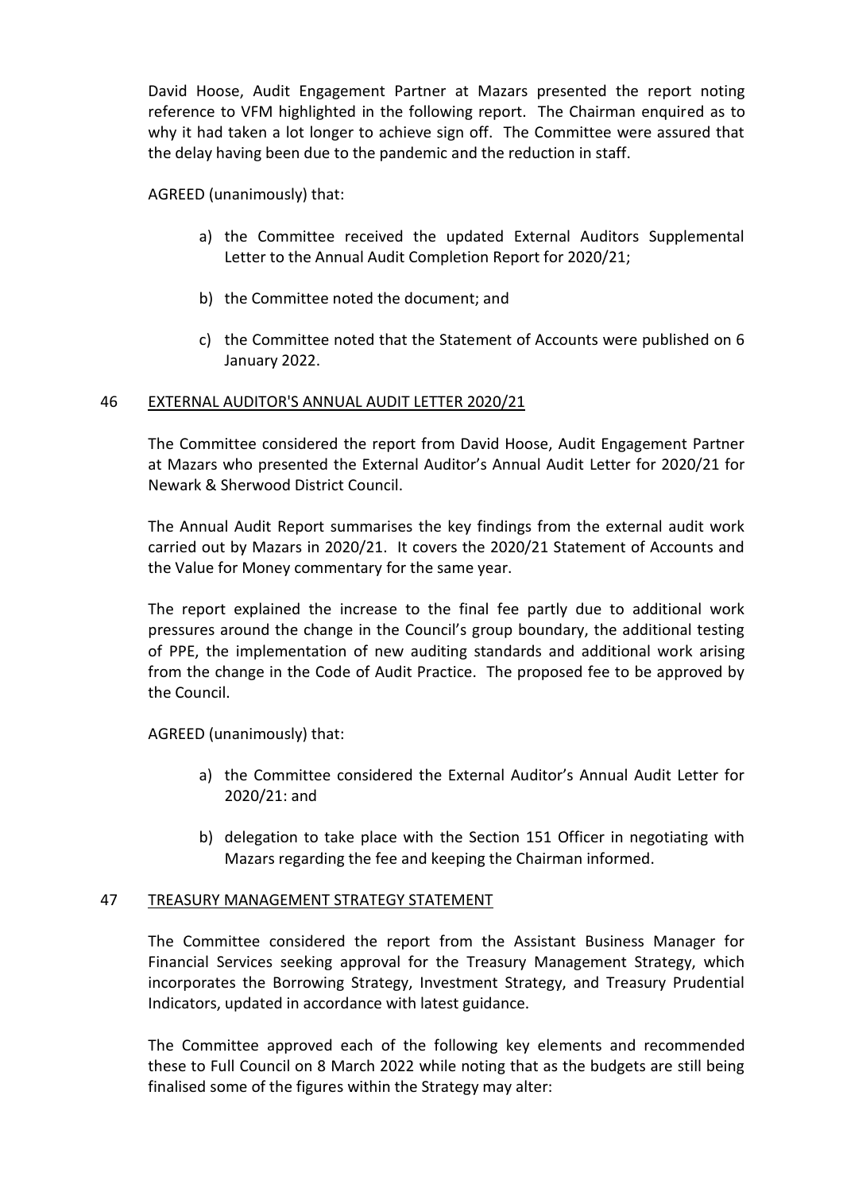David Hoose, Audit Engagement Partner at Mazars presented the report noting reference to VFM highlighted in the following report. The Chairman enquired as to why it had taken a lot longer to achieve sign off. The Committee were assured that the delay having been due to the pandemic and the reduction in staff.

AGREED (unanimously) that:

a) the Committee received the updated External Auditors Supplemental Letter to the Annual Audit Completion Report for 2020/21;

b) the Committee noted the document; and

c) the Committee noted that the Statement of Accounts were published on 6 January 2022.

## 46 EXTERNAL AUDITOR'S ANNUAL AUDIT LETTER 2020/21

The Committee considered the report from David Hoose, Audit Engagement Partner at Mazars who presented the External Auditor's Annual Audit Letter for 2020/21 for Newark & Sherwood District Council.

The Annual Audit Report summarises the key findings from the external audit work carried out by Mazars in 2020/21. It covers the 2020/21 Statement of Accounts and the Value for Money commentary for the same year.

The report explained the increase to the final fee partly due to additional work pressures around the change in the Council's group boundary, the additional testing of PPE, the implementation of new auditing standards and additional work arising from the change in the Code of Audit Practice. The proposed fee to be approved by the Council.

AGREED (unanimously) that:

a) the Committee considered the External Auditor's Annual Audit Letter for 2020/21: and

b) delegation to take place with the Section 151 Officer in negotiating with Mazars regarding the fee and keeping the Chairman informed.

## 47 TREASURY MANAGEMENT STRATEGY STATEMENT

The Committee considered the report from the Assistant Business Manager for Financial Services seeking approval for the Treasury Management Strategy, which incorporates the Borrowing Strategy, Investment Strategy, and Treasury Prudential Indicators, updated in accordance with latest guidance.

The Committee approved each of the following key elements and recommended these to Full Council on 8 March 2022 while noting that as the budgets are still being finalised some of the figures within the Strategy may alter: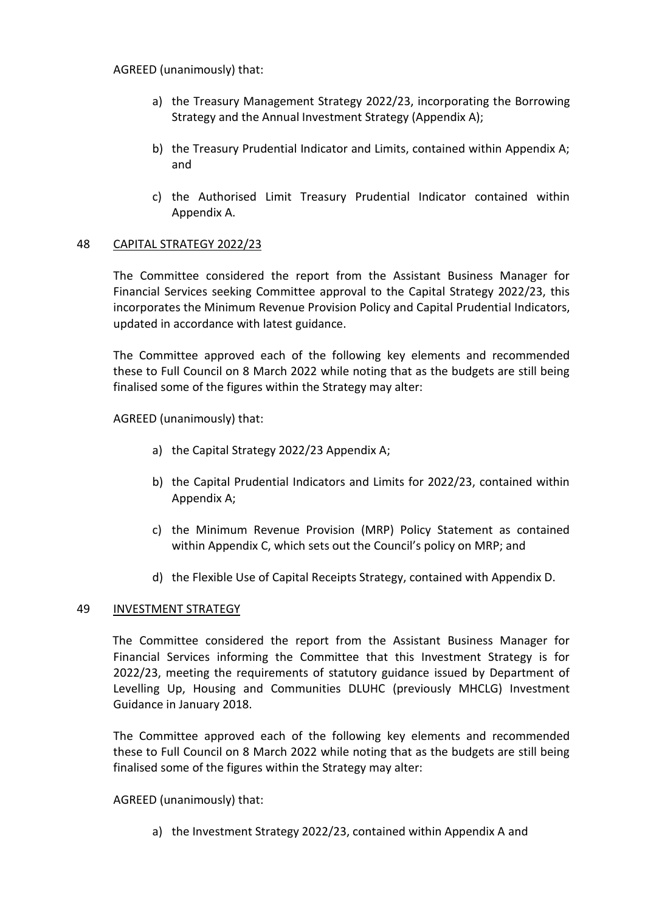AGREED (unanimously) that:

a) the Treasury Management Strategy 2022/23, incorporating the Borrowing Strategy and the Annual Investment Strategy (Appendix A);

b) the Treasury Prudential Indicator and Limits, contained within Appendix A; and

c) the Authorised Limit Treasury Prudential Indicator contained within Appendix A.

## 48 CAPITAL STRATEGY 2022/23

The Committee considered the report from the Assistant Business Manager for Financial Services seeking Committee approval to the Capital Strategy 2022/23, this incorporates the Minimum Revenue Provision Policy and Capital Prudential Indicators, updated in accordance with latest guidance.

The Committee approved each of the following key elements and recommended these to Full Council on 8 March 2022 while noting that as the budgets are still being finalised some of the figures within the Strategy may alter:

AGREED (unanimously) that:

a) the Capital Strategy 2022/23 Appendix A;

b) the Capital Prudential Indicators and Limits for 2022/23, contained within Appendix A;

c) the Minimum Revenue Provision (MRP) Policy Statement as contained within Appendix C, which sets out the Council's policy on MRP; and

d) the Flexible Use of Capital Receipts Strategy, contained with Appendix D.

## 49 INVESTMENT STRATEGY

The Committee considered the report from the Assistant Business Manager for Financial Services informing the Committee that this Investment Strategy is for 2022/23, meeting the requirements of statutory guidance issued by Department of Levelling Up, Housing and Communities DLUHC (previously MHCLG) Investment Guidance in January 2018.

The Committee approved each of the following key elements and recommended these to Full Council on 8 March 2022 while noting that as the budgets are still being finalised some of the figures within the Strategy may alter:

AGREED (unanimously) that:

a) the Investment Strategy 2022/23, contained within Appendix A and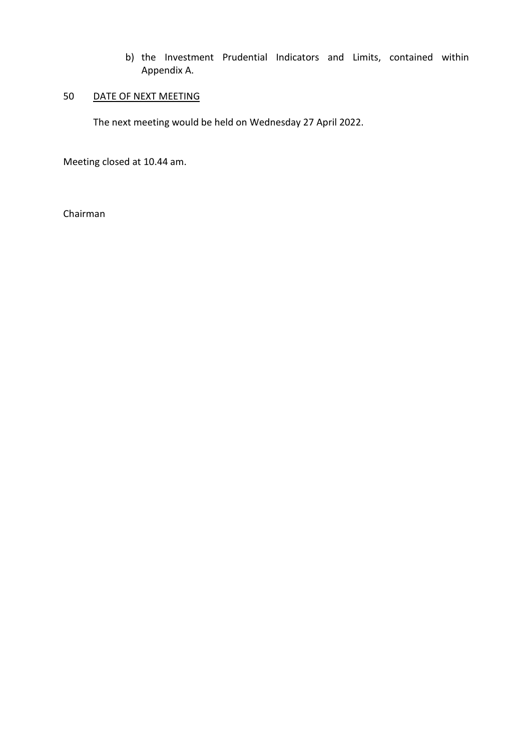b) the Investment Prudential Indicators and Limits, contained within Appendix A.

## 50 DATE OF NEXT MEETING

The next meeting would be held on Wednesday 27 April 2022.

Meeting closed at 10.44 am.

Chairman